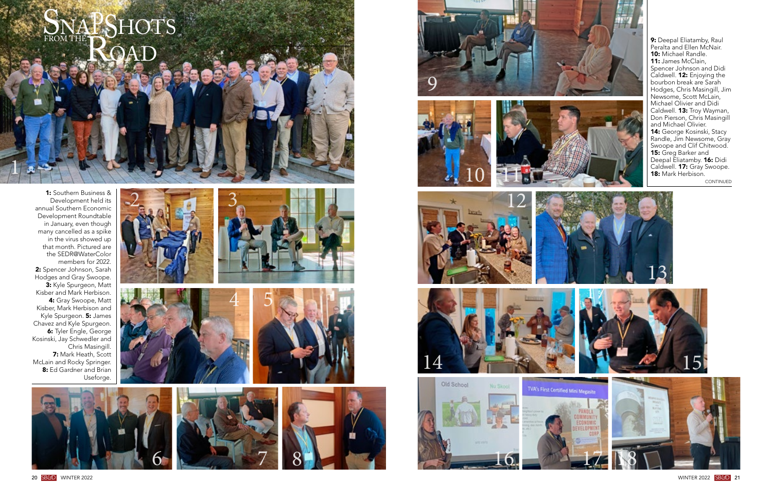# Snapshots from the Road

**1:** Southern Business & Development held its annual Southern Economic Development Roundtable in January, even though many cancelled as a spike in the virus showed up that month. Pictured are the SEDR@WaterColor members for 2022. **2:** Spencer Johnson, Sarah Hodges and Gray Swoope. **3:** Kyle Spurgeon, Matt Kisber and Mark Herbison. **4:** Gray Swoope, Matt Kisber, Mark Herbison and Kyle Spurgeon. **5:** James Chavez and Kyle Spurgeon. **6:** Tyler Engle, George Kosinski, Jay Schwedler and Chris Masingill. **7:** Mark Heath, Scott McLain and Rocky Springer. **8:** Ed Gardner and Brian Useforge.

**9:** Deepal Eliatamby, Raul Peralta and Ellen McNair. **10:** Michael Randle. **11:** James McClain, Spencer Johnson and Didi Caldwell. **12:** Enjoying the bourbon break are Sarah Hodges, Chris Masingill, Jim Newsome, Scott McLain, Michael Olivier and Didi Caldwell. **13:** Troy Wayman, Don Pierson, Chris Masingill and Michael Olivier. **14:** George Kosinski, Stacy Randle, Jim Newsome, Gray Swoope and Clif Chitwood. **15:** Greg Barker and Deepal Eliatamby. **16:** Didi Caldwell. **17:** Gray Swoope. **18:** Mark Herbison.

CONTINUED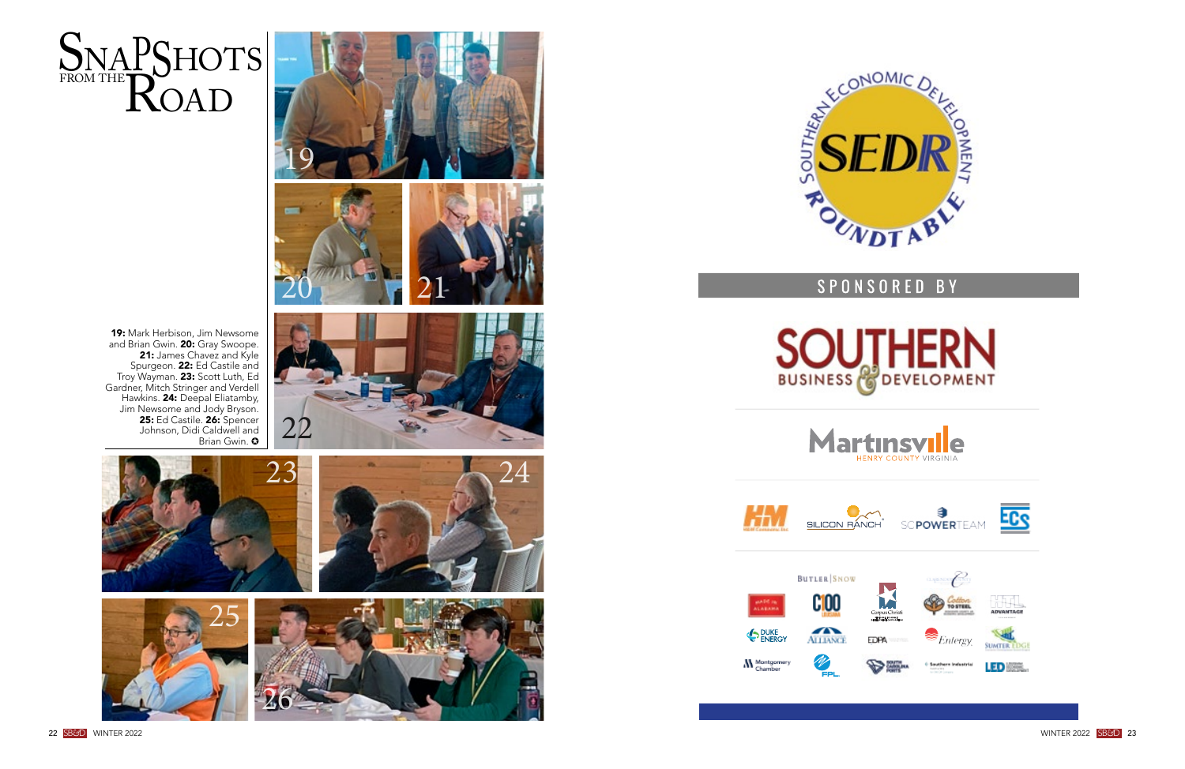# SNAPSHOTS FROM THE ROAD

**19:** Mark Herbison, Jim Newsome and Brian Gwin. **20:** Gray Swoope. **21:** James Chavez and Kyle Spurgeon. **22:** Ed Castile and Troy Wayman. **23:** Scott Luth, Ed Gardner, Mitch Stringer and Verdell Hawkins. **24:** Deepal Eliatamby, Jim Newsome and Jody Bryson. **25:** Ed Castile. **26:** Spencer Johnson, Didi Caldwell and Brian Gwin.

SOUTHERN ECONOMIC DEVELOPMENT ROUNDTABLE

SEDR

SPONSORED BY

SOUTHERN BUSINESS & DEVELOPMENT

Martinsville HENRY COUNTY VIRGINIA

HM

SILICON RANCH

SCPOWERTEAM

ECS

BUTLER|SNOW

MADE IN ALABAMA

C100 LOUISIANA

Corpus Christi

Cotton to Steel

ADVANTAGE

DUKE ENERGY

ALLIANCE

EDPA

Entergy

SUMTER EDGE

Montgomery Chamber

FPL

SOUTH CAROLINA PORTS

Southern Industrial

LED